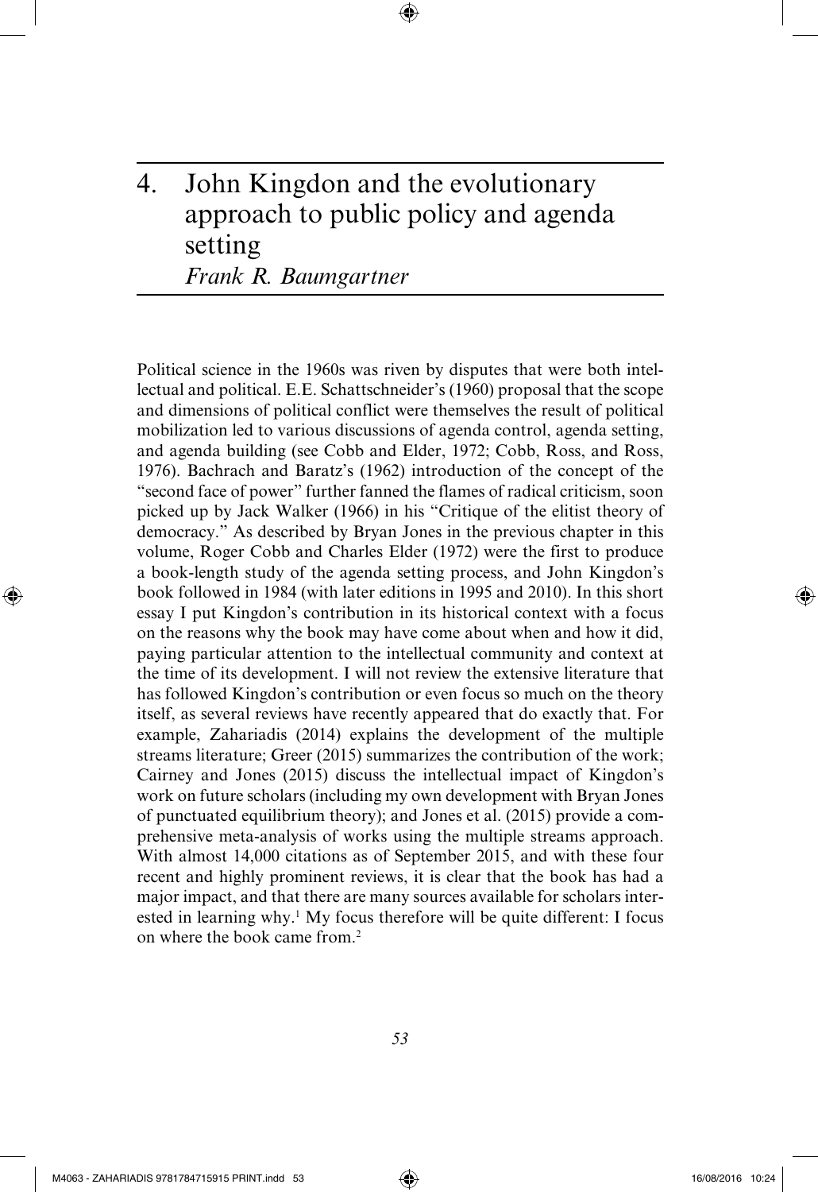# 4. John Kingdon and the evolutionary approach to public policy and agenda setting

*Frank R. Baumgartner*

Political science in the 1960s was riven by disputes that were both intellectual and political. E.E. Schattschneider's (1960) proposal that the scope and dimensions of political conflict were themselves the result of political mobilization led to various discussions of agenda control, agenda setting, and agenda building (see Cobb and Elder, 1972; Cobb, Ross, and Ross, 1976). Bachrach and Baratz's (1962) introduction of the concept of the "second face of power" further fanned the flames of radical criticism, soon picked up by Jack Walker (1966) in his "Critique of the elitist theory of democracy." As described by Bryan Jones in the previous chapter in this volume, Roger Cobb and Charles Elder (1972) were the first to produce a book-length study of the agenda setting process, and John Kingdon's book followed in 1984 (with later editions in 1995 and 2010). In this short essay I put Kingdon's contribution in its historical context with a focus on the reasons why the book may have come about when and how it did, paying particular attention to the intellectual community and context at the time of its development. I will not review the extensive literature that has followed Kingdon's contribution or even focus so much on the theory itself, as several reviews have recently appeared that do exactly that. For example, Zahariadis (2014) explains the development of the multiple streams literature; Greer (2015) summarizes the contribution of the work; Cairney and Jones (2015) discuss the intellectual impact of Kingdon's work on future scholars (including my own development with Bryan Jones of punctuated equilibrium theory); and Jones et al. (2015) provide a comprehensive meta-analysis of works using the multiple streams approach. With almost 14,000 citations as of September 2015, and with these four recent and highly prominent reviews, it is clear that the book has had a major impact, and that there are many sources available for scholars interested in learning why.[1] My focus therefore will be quite different: I focus on where the book came from.[2]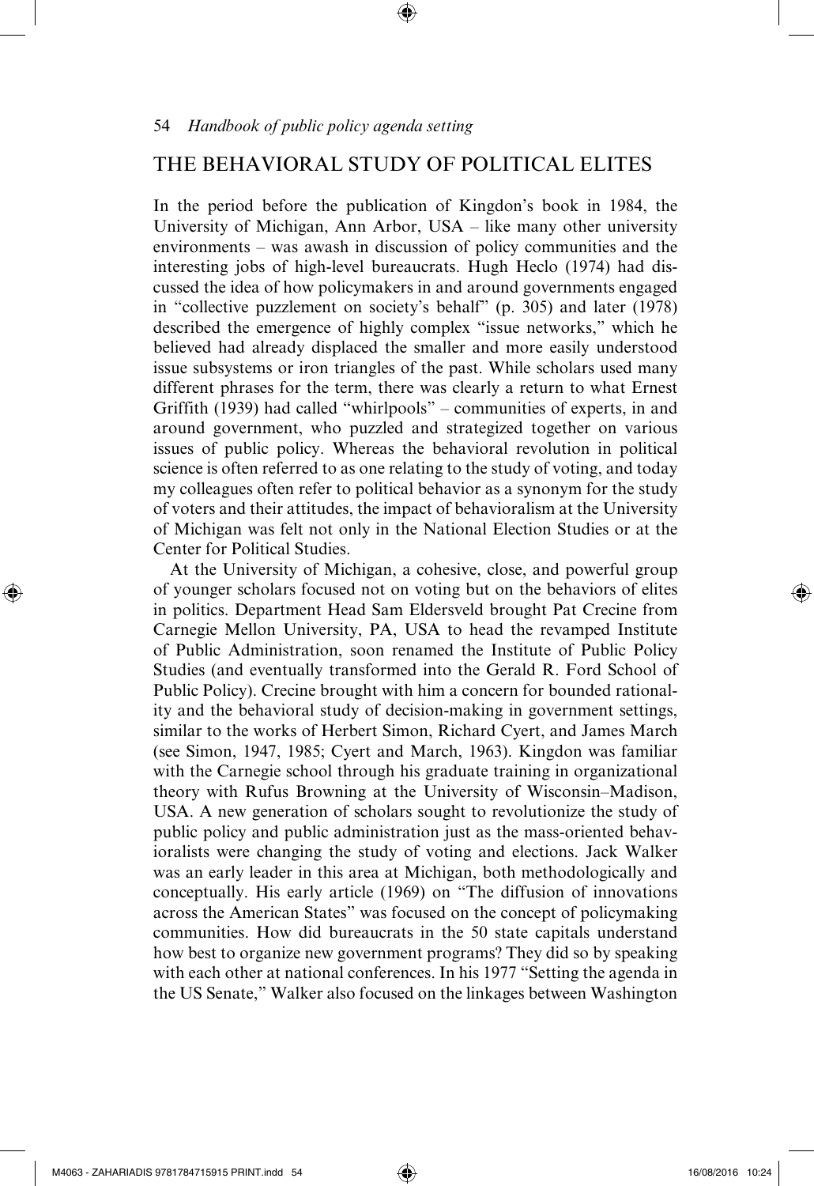## THE BEHAVIORAL STUDY OF POLITICAL ELITES

In the period before the publication of Kingdon's book in 1984, the University of Michigan, Ann Arbor, USA – like many other university environments – was awash in discussion of policy communities and the interesting jobs of high-level bureaucrats. Hugh Heclo (1974) had discussed the idea of how policymakers in and around governments engaged in "collective puzzlement on society's behalf" (p. 305) and later (1978) described the emergence of highly complex "issue networks," which he believed had already displaced the smaller and more easily understood issue subsystems or iron triangles of the past. While scholars used many different phrases for the term, there was clearly a return to what Ernest Griffith (1939) had called "whirlpools" – communities of experts, in and around government, who puzzled and strategized together on various issues of public policy. Whereas the behavioral revolution in political science is often referred to as one relating to the study of voting, and today my colleagues often refer to political behavior as a synonym for the study of voters and their attitudes, the impact of behavioralism at the University of Michigan was felt not only in the National Election Studies or at the Center for Political Studies.

At the University of Michigan, a cohesive, close, and powerful group of younger scholars focused not on voting but on the behaviors of elites in politics. Department Head Sam Eldersveld brought Pat Crecine from Carnegie Mellon University, PA, USA to head the revamped Institute of Public Administration, soon renamed the Institute of Public Policy Studies (and eventually transformed into the Gerald R. Ford School of Public Policy). Crecine brought with him a concern for bounded rationality and the behavioral study of decision-making in government settings, similar to the works of Herbert Simon, Richard Cyert, and James March (see Simon, 1947, 1985; Cyert and March, 1963). Kingdon was familiar with the Carnegie school through his graduate training in organizational theory with Rufus Browning at the University of Wisconsin–Madison, USA. A new generation of scholars sought to revolutionize the study of public policy and public administration just as the mass-oriented behavioralists were changing the study of voting and elections. Jack Walker was an early leader in this area at Michigan, both methodologically and conceptually. His early article (1969) on "The diffusion of innovations across the American States" was focused on the concept of policymaking communities. How did bureaucrats in the 50 state capitals understand how best to organize new government programs? They did so by speaking with each other at national conferences. In his 1977 "Setting the agenda in the US Senate," Walker also focused on the linkages between Washington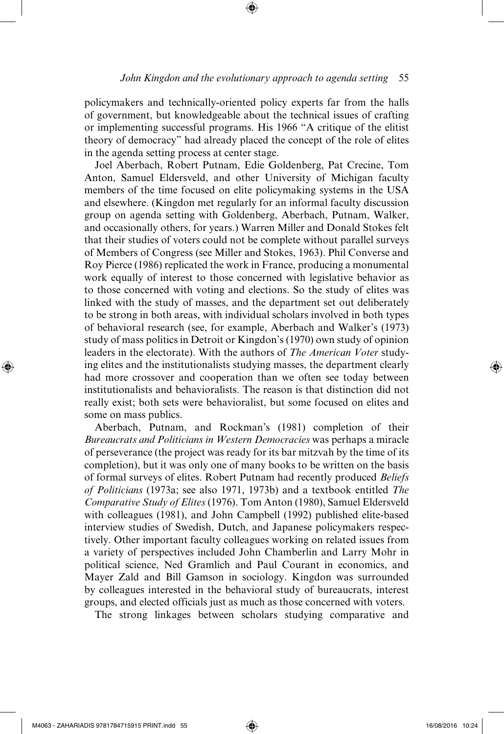policymakers and technically-oriented policy experts far from the halls of government, but knowledgeable about the technical issues of crafting or implementing successful programs. His 1966 "A critique of the elitist theory of democracy" had already placed the concept of the role of elites in the agenda setting process at center stage.

Joel Aberbach, Robert Putnam, Edie Goldenberg, Pat Crecine, Tom Anton, Samuel Eldersveld, and other University of Michigan faculty members of the time focused on elite policymaking systems in the USA and elsewhere. (Kingdon met regularly for an informal faculty discussion group on agenda setting with Goldenberg, Aberbach, Putnam, Walker, and occasionally others, for years.) Warren Miller and Donald Stokes felt that their studies of voters could not be complete without parallel surveys of Members of Congress (see Miller and Stokes, 1963). Phil Converse and Roy Pierce (1986) replicated the work in France, producing a monumental work equally of interest to those concerned with legislative behavior as to those concerned with voting and elections. So the study of elites was linked with the study of masses, and the department set out deliberately to be strong in both areas, with individual scholars involved in both types of behavioral research (see, for example, Aberbach and Walker's (1973) study of mass politics in Detroit or Kingdon's (1970) own study of opinion leaders in the electorate). With the authors of *The American Voter* studying elites and the institutionalists studying masses, the department clearly had more crossover and cooperation than we often see today between institutionalists and behavioralists. The reason is that distinction did not really exist; both sets were behavioralist, but some focused on elites and some on mass publics.

Aberbach, Putnam, and Rockman's (1981) completion of their *Bureaucrats and Politicians in Western Democracies* was perhaps a miracle of perseverance (the project was ready for its bar mitzvah by the time of its completion), but it was only one of many books to be written on the basis of formal surveys of elites. Robert Putnam had recently produced *Beliefs of Politicians* (1973a; see also 1971, 1973b) and a textbook entitled *The Comparative Study of Elites* (1976). Tom Anton (1980), Samuel Eldersveld with colleagues (1981), and John Campbell (1992) published elite-based interview studies of Swedish, Dutch, and Japanese policymakers respectively. Other important faculty colleagues working on related issues from a variety of perspectives included John Chamberlin and Larry Mohr in political science, Ned Gramlich and Paul Courant in economics, and Mayer Zald and Bill Gamson in sociology. Kingdon was surrounded by colleagues interested in the behavioral study of bureaucrats, interest groups, and elected officials just as much as those concerned with voters.

The strong linkages between scholars studying comparative and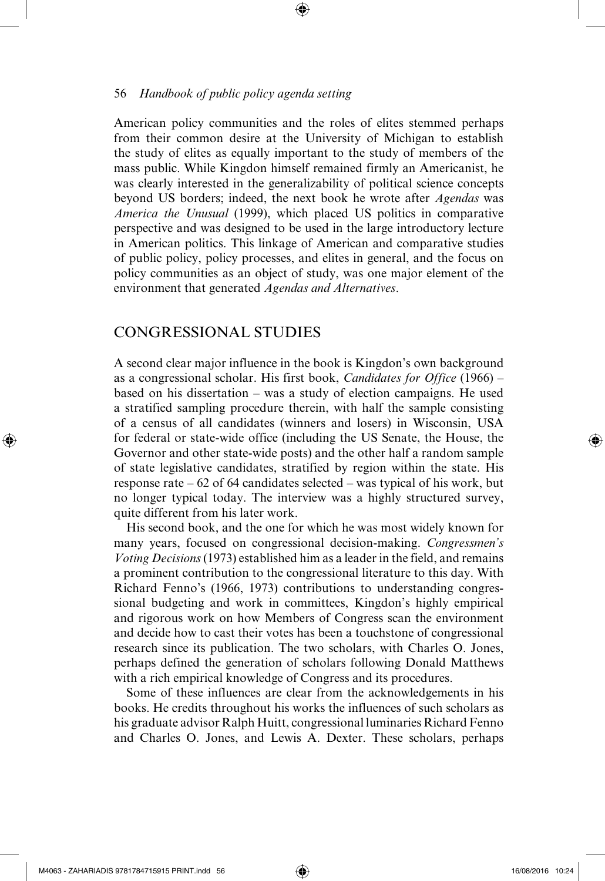American policy communities and the roles of elites stemmed perhaps from their common desire at the University of Michigan to establish the study of elites as equally important to the study of members of the mass public. While Kingdon himself remained firmly an Americanist, he was clearly interested in the generalizability of political science concepts beyond US borders; indeed, the next book he wrote after *Agendas* was *America the Unusual* (1999), which placed US politics in comparative perspective and was designed to be used in the large introductory lecture in American politics. This linkage of American and comparative studies of public policy, policy processes, and elites in general, and the focus on policy communities as an object of study, was one major element of the environment that generated *Agendas and Alternatives*.

## CONGRESSIONAL STUDIES

A second clear major influence in the book is Kingdon's own background as a congressional scholar. His first book, *Candidates for Office* (1966) – based on his dissertation – was a study of election campaigns. He used a stratified sampling procedure therein, with half the sample consisting of a census of all candidates (winners and losers) in Wisconsin, USA for federal or state-wide office (including the US Senate, the House, the Governor and other state-wide posts) and the other half a random sample of state legislative candidates, stratified by region within the state. His response rate – 62 of 64 candidates selected – was typical of his work, but no longer typical today. The interview was a highly structured survey, quite different from his later work.

His second book, and the one for which he was most widely known for many years, focused on congressional decision-making. *Congressmen's Voting Decisions* (1973) established him as a leader in the field, and remains a prominent contribution to the congressional literature to this day. With Richard Fenno's (1966, 1973) contributions to understanding congressional budgeting and work in committees, Kingdon's highly empirical and rigorous work on how Members of Congress scan the environment and decide how to cast their votes has been a touchstone of congressional research since its publication. The two scholars, with Charles O. Jones, perhaps defined the generation of scholars following Donald Matthews with a rich empirical knowledge of Congress and its procedures.

Some of these influences are clear from the acknowledgements in his books. He credits throughout his works the influences of such scholars as his graduate advisor Ralph Huitt, congressional luminaries Richard Fenno and Charles O. Jones, and Lewis A. Dexter. These scholars, perhaps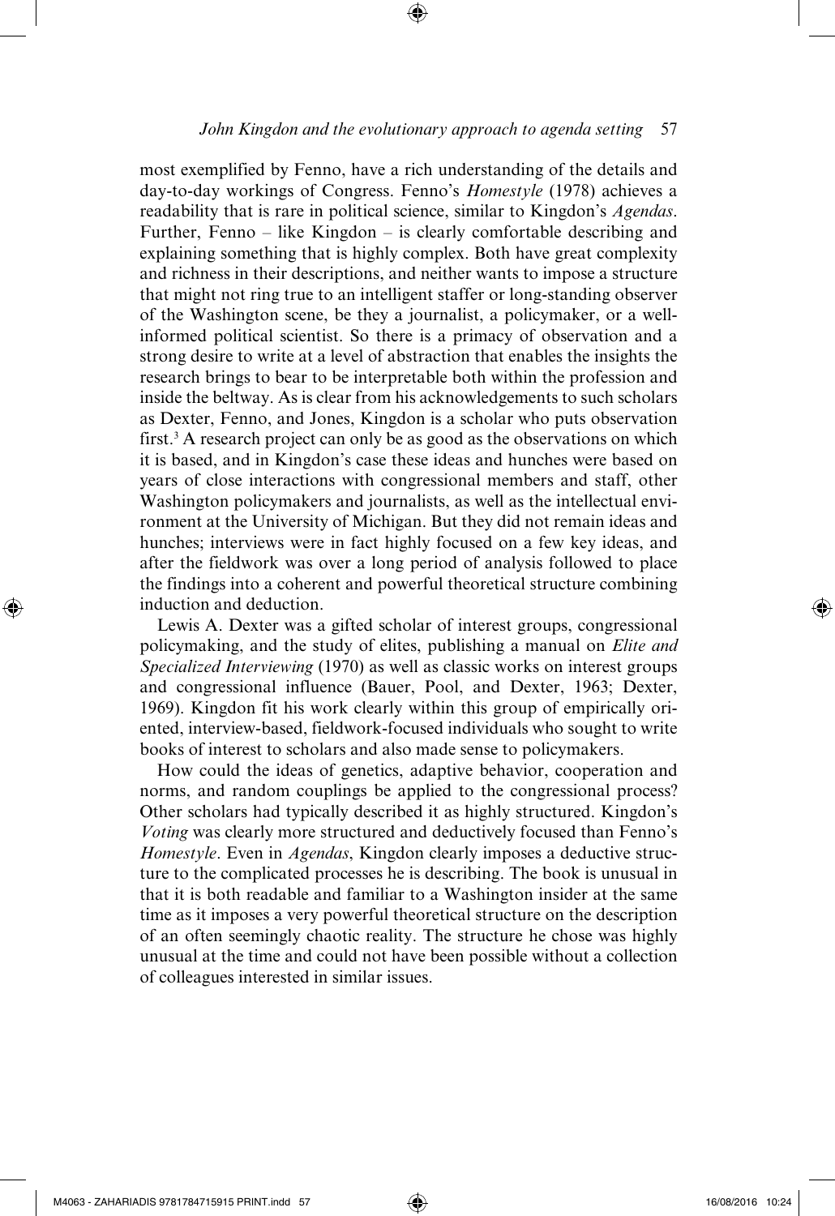most exemplified by Fenno, have a rich understanding of the details and day-to-day workings of Congress. Fenno's *Homestyle* (1978) achieves a readability that is rare in political science, similar to Kingdon's *Agendas*. Further, Fenno – like Kingdon – is clearly comfortable describing and explaining something that is highly complex. Both have great complexity and richness in their descriptions, and neither wants to impose a structure that might not ring true to an intelligent staffer or long-standing observer of the Washington scene, be they a journalist, a policymaker, or a well-informed political scientist. So there is a primacy of observation and a strong desire to write at a level of abstraction that enables the insights the research brings to bear to be interpretable both within the profession and inside the beltway. As is clear from his acknowledgements to such scholars as Dexter, Fenno, and Jones, Kingdon is a scholar who puts observation first.[3] A research project can only be as good as the observations on which it is based, and in Kingdon's case these ideas and hunches were based on years of close interactions with congressional members and staff, other Washington policymakers and journalists, as well as the intellectual environment at the University of Michigan. But they did not remain ideas and hunches; interviews were in fact highly focused on a few key ideas, and after the fieldwork was over a long period of analysis followed to place the findings into a coherent and powerful theoretical structure combining induction and deduction.

Lewis A. Dexter was a gifted scholar of interest groups, congressional policymaking, and the study of elites, publishing a manual on *Elite and Specialized Interviewing* (1970) as well as classic works on interest groups and congressional influence (Bauer, Pool, and Dexter, 1963; Dexter, 1969). Kingdon fit his work clearly within this group of empirically oriented, interview-based, fieldwork-focused individuals who sought to write books of interest to scholars and also made sense to policymakers.

How could the ideas of genetics, adaptive behavior, cooperation and norms, and random couplings be applied to the congressional process? Other scholars had typically described it as highly structured. Kingdon's *Voting* was clearly more structured and deductively focused than Fenno's *Homestyle*. Even in *Agendas*, Kingdon clearly imposes a deductive structure to the complicated processes he is describing. The book is unusual in that it is both readable and familiar to a Washington insider at the same time as it imposes a very powerful theoretical structure on the description of an often seemingly chaotic reality. The structure he chose was highly unusual at the time and could not have been possible without a collection of colleagues interested in similar issues.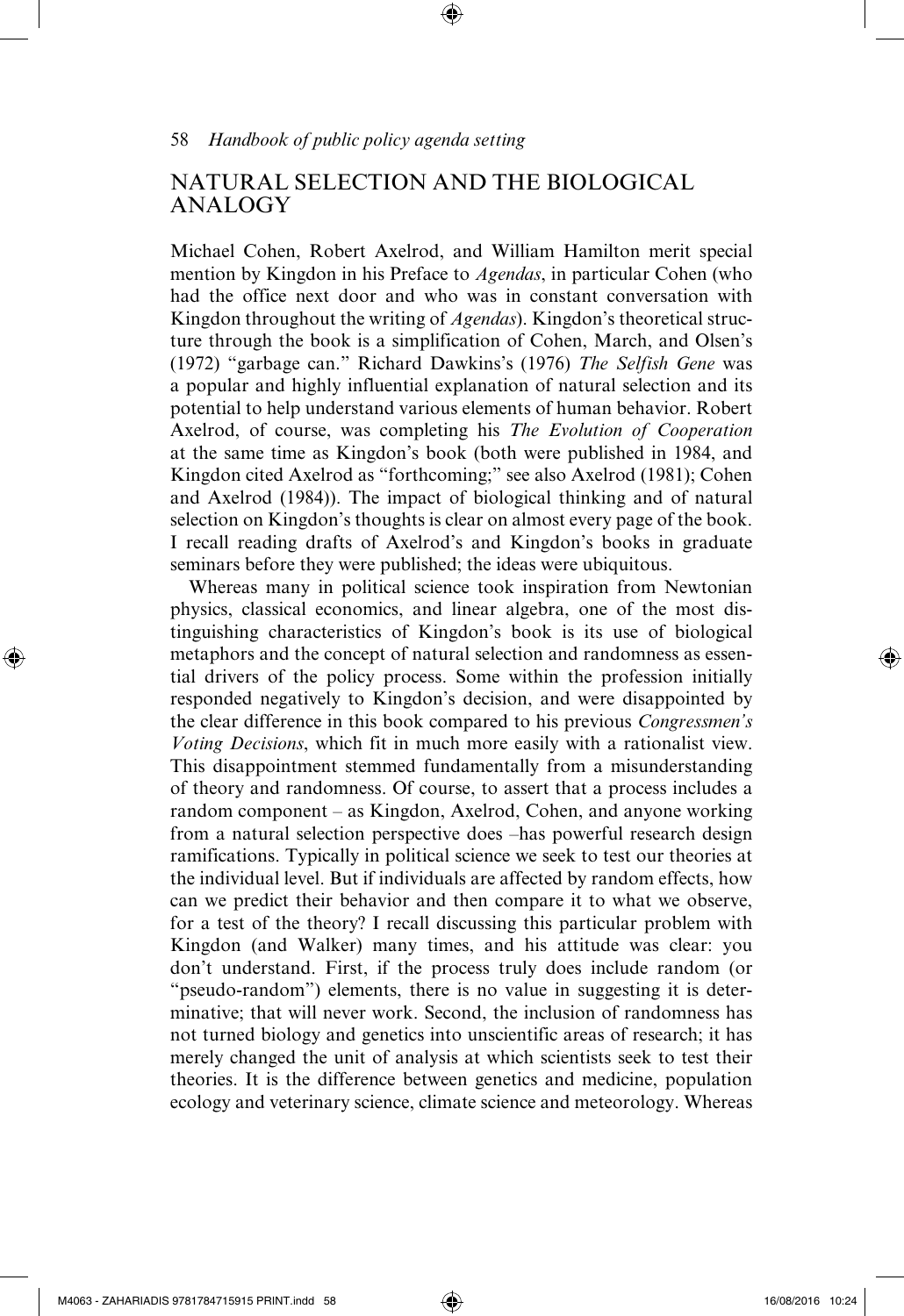## NATURAL SELECTION AND THE BIOLOGICAL ANALOGY

Michael Cohen, Robert Axelrod, and William Hamilton merit special mention by Kingdon in his Preface to *Agendas*, in particular Cohen (who had the office next door and who was in constant conversation with Kingdon throughout the writing of *Agendas*). Kingdon's theoretical structure through the book is a simplification of Cohen, March, and Olsen's (1972) "garbage can." Richard Dawkins's (1976) *The Selfish Gene* was a popular and highly influential explanation of natural selection and its potential to help understand various elements of human behavior. Robert Axelrod, of course, was completing his *The Evolution of Cooperation* at the same time as Kingdon's book (both were published in 1984, and Kingdon cited Axelrod as "forthcoming;" see also Axelrod (1981); Cohen and Axelrod (1984)). The impact of biological thinking and of natural selection on Kingdon's thoughts is clear on almost every page of the book. I recall reading drafts of Axelrod's and Kingdon's books in graduate seminars before they were published; the ideas were ubiquitous.

Whereas many in political science took inspiration from Newtonian physics, classical economics, and linear algebra, one of the most distinguishing characteristics of Kingdon's book is its use of biological metaphors and the concept of natural selection and randomness as essential drivers of the policy process. Some within the profession initially responded negatively to Kingdon's decision, and were disappointed by the clear difference in this book compared to his previous *Congressmen's Voting Decisions*, which fit in much more easily with a rationalist view. This disappointment stemmed fundamentally from a misunderstanding of theory and randomness. Of course, to assert that a process includes a random component – as Kingdon, Axelrod, Cohen, and anyone working from a natural selection perspective does –has powerful research design ramifications. Typically in political science we seek to test our theories at the individual level. But if individuals are affected by random effects, how can we predict their behavior and then compare it to what we observe, for a test of the theory? I recall discussing this particular problem with Kingdon (and Walker) many times, and his attitude was clear: you don't understand. First, if the process truly does include random (or "pseudo-random") elements, there is no value in suggesting it is determinative; that will never work. Second, the inclusion of randomness has not turned biology and genetics into unscientific areas of research; it has merely changed the unit of analysis at which scientists seek to test their theories. It is the difference between genetics and medicine, population ecology and veterinary science, climate science and meteorology. Whereas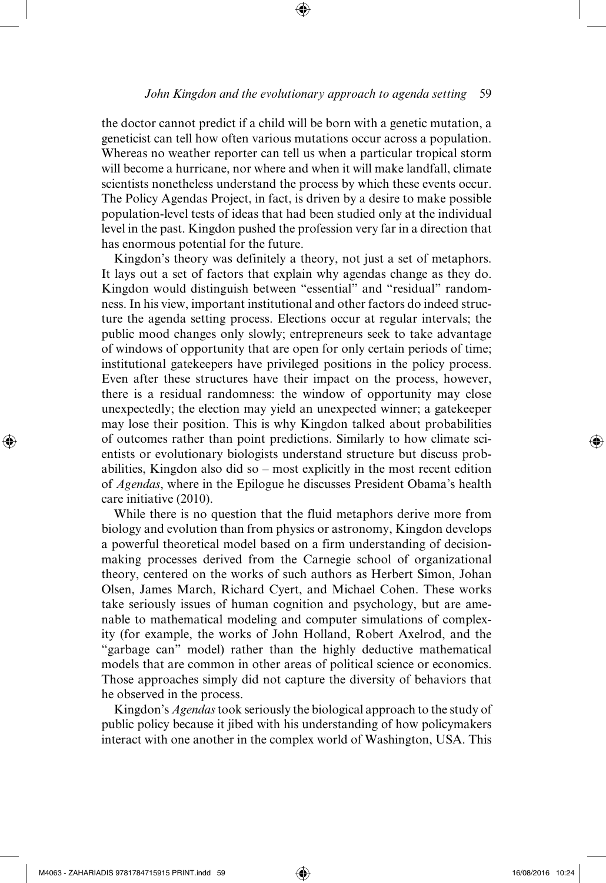the doctor cannot predict if a child will be born with a genetic mutation, a geneticist can tell how often various mutations occur across a population. Whereas no weather reporter can tell us when a particular tropical storm will become a hurricane, nor where and when it will make landfall, climate scientists nonetheless understand the process by which these events occur. The Policy Agendas Project, in fact, is driven by a desire to make possible population-level tests of ideas that had been studied only at the individual level in the past. Kingdon pushed the profession very far in a direction that has enormous potential for the future.

Kingdon's theory was definitely a theory, not just a set of metaphors. It lays out a set of factors that explain why agendas change as they do. Kingdon would distinguish between "essential" and "residual" randomness. In his view, important institutional and other factors do indeed structure the agenda setting process. Elections occur at regular intervals; the public mood changes only slowly; entrepreneurs seek to take advantage of windows of opportunity that are open for only certain periods of time; institutional gatekeepers have privileged positions in the policy process. Even after these structures have their impact on the process, however, there is a residual randomness: the window of opportunity may close unexpectedly; the election may yield an unexpected winner; a gatekeeper may lose their position. This is why Kingdon talked about probabilities of outcomes rather than point predictions. Similarly to how climate scientists or evolutionary biologists understand structure but discuss probabilities, Kingdon also did so – most explicitly in the most recent edition of *Agendas*, where in the Epilogue he discusses President Obama's health care initiative (2010).

While there is no question that the fluid metaphors derive more from biology and evolution than from physics or astronomy, Kingdon develops a powerful theoretical model based on a firm understanding of decision-making processes derived from the Carnegie school of organizational theory, centered on the works of such authors as Herbert Simon, Johan Olsen, James March, Richard Cyert, and Michael Cohen. These works take seriously issues of human cognition and psychology, but are amenable to mathematical modeling and computer simulations of complexity (for example, the works of John Holland, Robert Axelrod, and the "garbage can" model) rather than the highly deductive mathematical models that are common in other areas of political science or economics. Those approaches simply did not capture the diversity of behaviors that he observed in the process.

Kingdon's *Agendas* took seriously the biological approach to the study of public policy because it jibed with his understanding of how policymakers interact with one another in the complex world of Washington, USA. This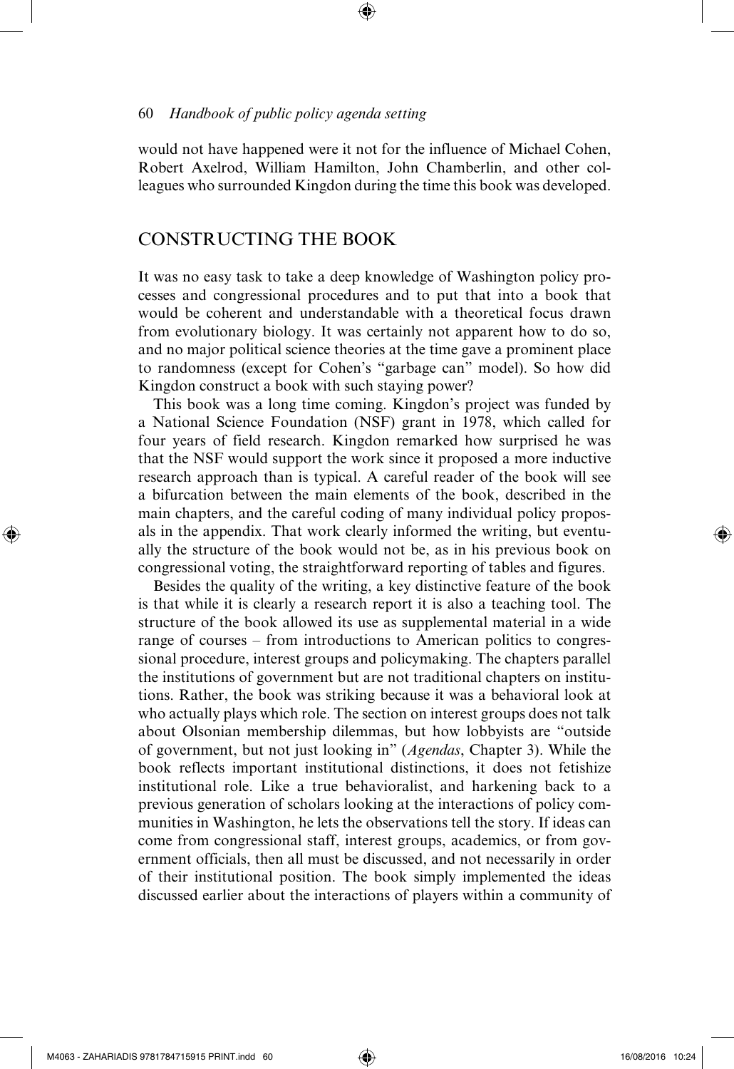would not have happened were it not for the influence of Michael Cohen, Robert Axelrod, William Hamilton, John Chamberlin, and other colleagues who surrounded Kingdon during the time this book was developed.

## CONSTRUCTING THE BOOK

It was no easy task to take a deep knowledge of Washington policy processes and congressional procedures and to put that into a book that would be coherent and understandable with a theoretical focus drawn from evolutionary biology. It was certainly not apparent how to do so, and no major political science theories at the time gave a prominent place to randomness (except for Cohen's "garbage can" model). So how did Kingdon construct a book with such staying power?

This book was a long time coming. Kingdon's project was funded by a National Science Foundation (NSF) grant in 1978, which called for four years of field research. Kingdon remarked how surprised he was that the NSF would support the work since it proposed a more inductive research approach than is typical. A careful reader of the book will see a bifurcation between the main elements of the book, described in the main chapters, and the careful coding of many individual policy proposals in the appendix. That work clearly informed the writing, but eventually the structure of the book would not be, as in his previous book on congressional voting, the straightforward reporting of tables and figures.

Besides the quality of the writing, a key distinctive feature of the book is that while it is clearly a research report it is also a teaching tool. The structure of the book allowed its use as supplemental material in a wide range of courses – from introductions to American politics to congressional procedure, interest groups and policymaking. The chapters parallel the institutions of government but are not traditional chapters on institutions. Rather, the book was striking because it was a behavioral look at who actually plays which role. The section on interest groups does not talk about Olsonian membership dilemmas, but how lobbyists are "outside of government, but not just looking in" (*Agendas*, Chapter 3). While the book reflects important institutional distinctions, it does not fetishize institutional role. Like a true behavioralist, and harkening back to a previous generation of scholars looking at the interactions of policy communities in Washington, he lets the observations tell the story. If ideas can come from congressional staff, interest groups, academics, or from government officials, then all must be discussed, and not necessarily in order of their institutional position. The book simply implemented the ideas discussed earlier about the interactions of players within a community of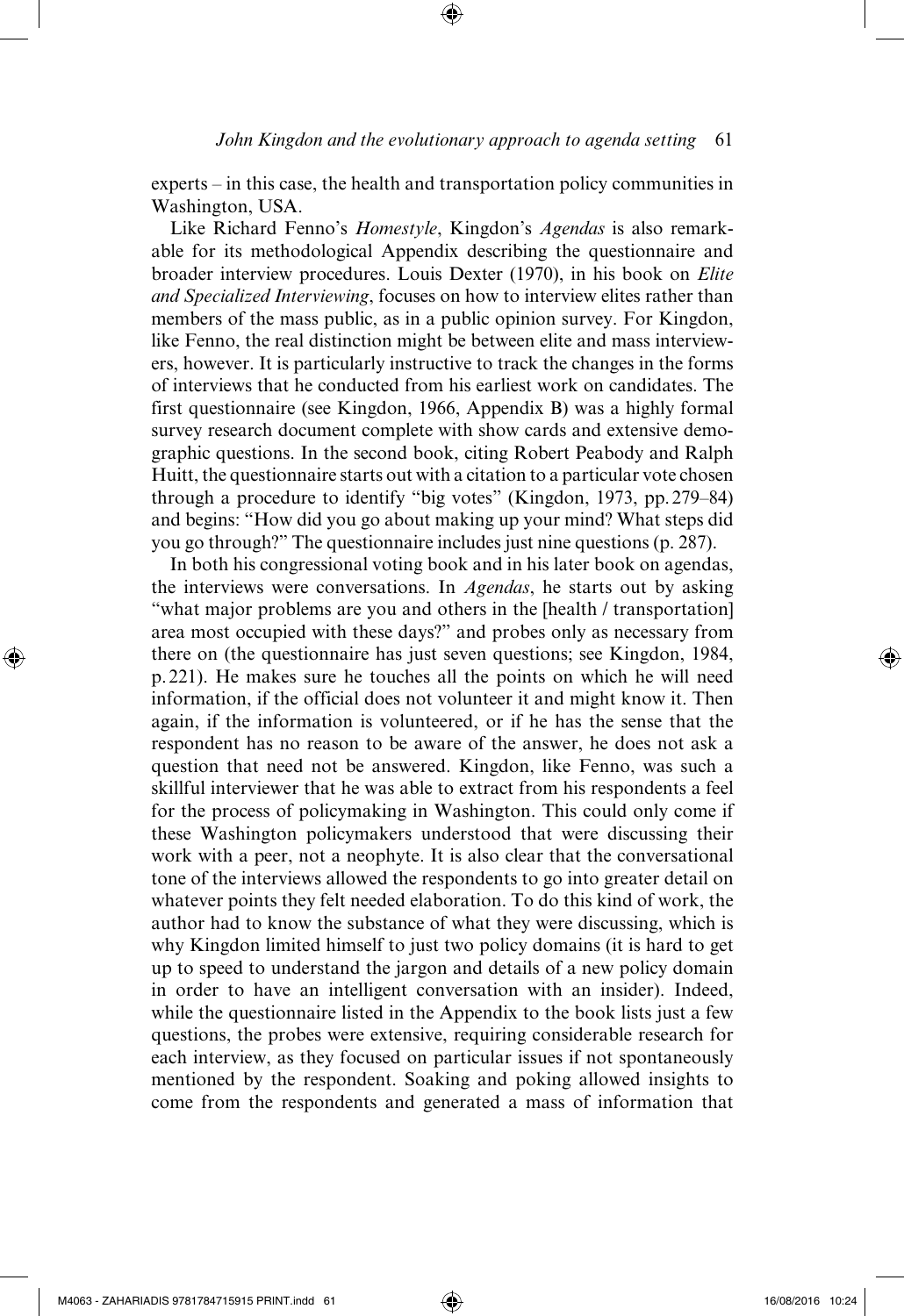experts – in this case, the health and transportation policy communities in Washington, USA.

Like Richard Fenno's *Homestyle*, Kingdon's *Agendas* is also remarkable for its methodological Appendix describing the questionnaire and broader interview procedures. Louis Dexter (1970), in his book on *Elite and Specialized Interviewing*, focuses on how to interview elites rather than members of the mass public, as in a public opinion survey. For Kingdon, like Fenno, the real distinction might be between elite and mass interviewers, however. It is particularly instructive to track the changes in the forms of interviews that he conducted from his earliest work on candidates. The first questionnaire (see Kingdon, 1966, Appendix B) was a highly formal survey research document complete with show cards and extensive demographic questions. In the second book, citing Robert Peabody and Ralph Huitt, the questionnaire starts out with a citation to a particular vote chosen through a procedure to identify "big votes" (Kingdon, 1973, pp. 279–84) and begins: "How did you go about making up your mind? What steps did you go through?" The questionnaire includes just nine questions (p. 287).

In both his congressional voting book and in his later book on agendas, the interviews were conversations. In *Agendas*, he starts out by asking "what major problems are you and others in the [health / transportation] area most occupied with these days?" and probes only as necessary from there on (the questionnaire has just seven questions; see Kingdon, 1984, p. 221). He makes sure he touches all the points on which he will need information, if the official does not volunteer it and might know it. Then again, if the information is volunteered, or if he has the sense that the respondent has no reason to be aware of the answer, he does not ask a question that need not be answered. Kingdon, like Fenno, was such a skillful interviewer that he was able to extract from his respondents a feel for the process of policymaking in Washington. This could only come if these Washington policymakers understood that were discussing their work with a peer, not a neophyte. It is also clear that the conversational tone of the interviews allowed the respondents to go into greater detail on whatever points they felt needed elaboration. To do this kind of work, the author had to know the substance of what they were discussing, which is why Kingdon limited himself to just two policy domains (it is hard to get up to speed to understand the jargon and details of a new policy domain in order to have an intelligent conversation with an insider). Indeed, while the questionnaire listed in the Appendix to the book lists just a few questions, the probes were extensive, requiring considerable research for each interview, as they focused on particular issues if not spontaneously mentioned by the respondent. Soaking and poking allowed insights to come from the respondents and generated a mass of information that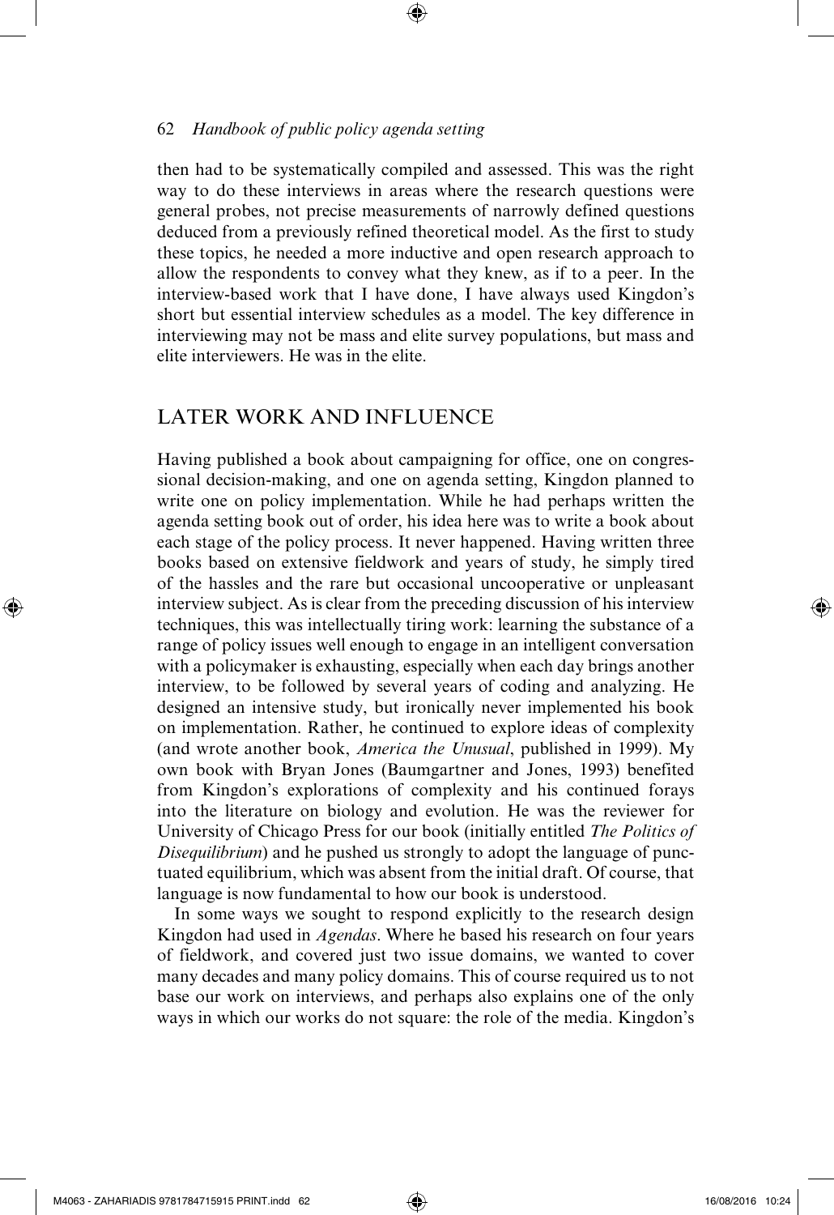then had to be systematically compiled and assessed. This was the right way to do these interviews in areas where the research questions were general probes, not precise measurements of narrowly defined questions deduced from a previously refined theoretical model. As the first to study these topics, he needed a more inductive and open research approach to allow the respondents to convey what they knew, as if to a peer. In the interview-based work that I have done, I have always used Kingdon's short but essential interview schedules as a model. The key difference in interviewing may not be mass and elite survey populations, but mass and elite interviewers. He was in the elite.

## LATER WORK AND INFLUENCE

Having published a book about campaigning for office, one on congressional decision-making, and one on agenda setting, Kingdon planned to write one on policy implementation. While he had perhaps written the agenda setting book out of order, his idea here was to write a book about each stage of the policy process. It never happened. Having written three books based on extensive fieldwork and years of study, he simply tired of the hassles and the rare but occasional uncooperative or unpleasant interview subject. As is clear from the preceding discussion of his interview techniques, this was intellectually tiring work: learning the substance of a range of policy issues well enough to engage in an intelligent conversation with a policymaker is exhausting, especially when each day brings another interview, to be followed by several years of coding and analyzing. He designed an intensive study, but ironically never implemented his book on implementation. Rather, he continued to explore ideas of complexity (and wrote another book, *America the Unusual*, published in 1999). My own book with Bryan Jones (Baumgartner and Jones, 1993) benefited from Kingdon's explorations of complexity and his continued forays into the literature on biology and evolution. He was the reviewer for University of Chicago Press for our book (initially entitled *The Politics of Disequilibrium*) and he pushed us strongly to adopt the language of punctuated equilibrium, which was absent from the initial draft. Of course, that language is now fundamental to how our book is understood.

In some ways we sought to respond explicitly to the research design Kingdon had used in *Agendas*. Where he based his research on four years of fieldwork, and covered just two issue domains, we wanted to cover many decades and many policy domains. This of course required us to not base our work on interviews, and perhaps also explains one of the only ways in which our works do not square: the role of the media. Kingdon's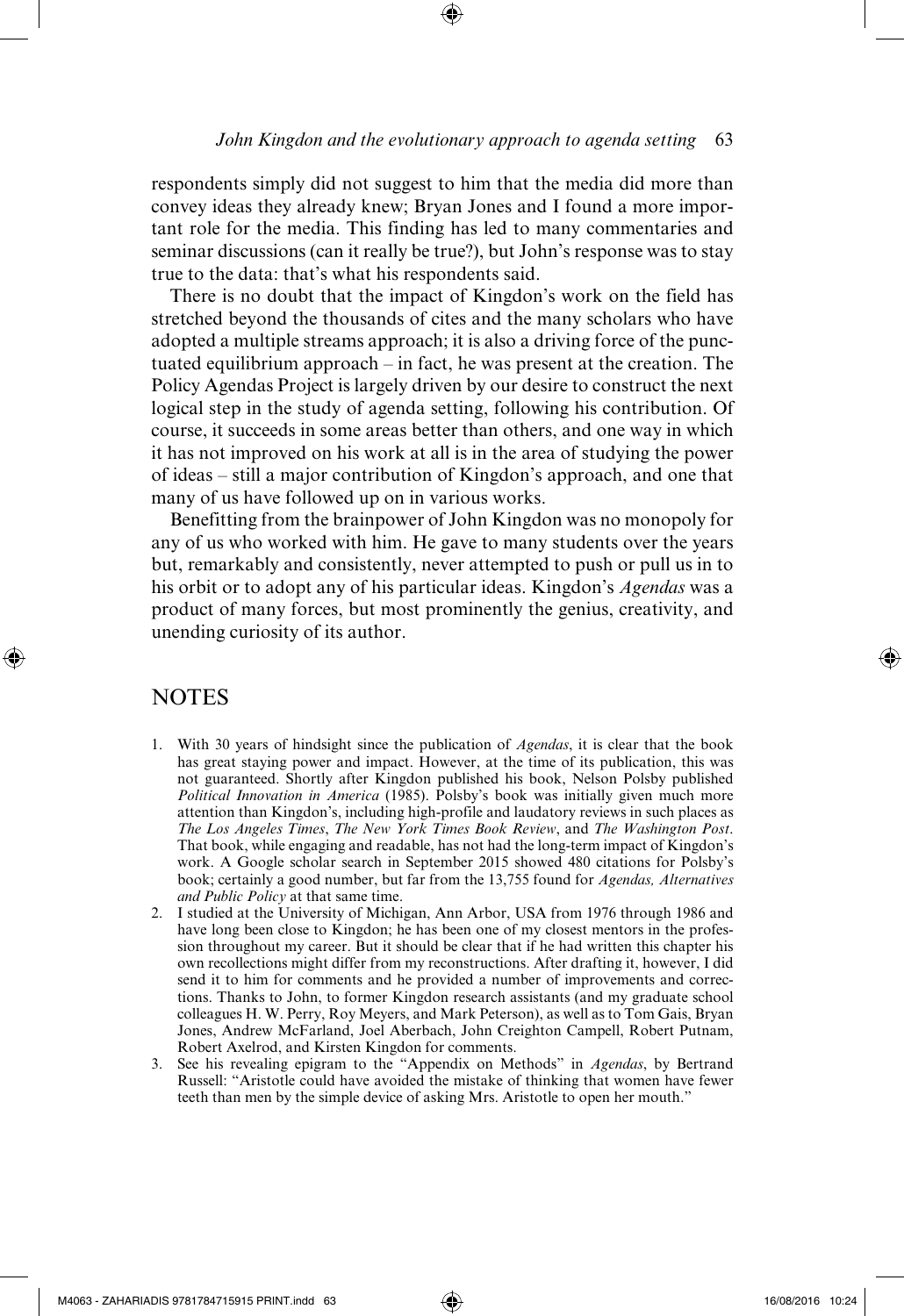respondents simply did not suggest to him that the media did more than convey ideas they already knew; Bryan Jones and I found a more important role for the media. This finding has led to many commentaries and seminar discussions (can it really be true?), but John's response was to stay true to the data: that's what his respondents said.

There is no doubt that the impact of Kingdon's work on the field has stretched beyond the thousands of cites and the many scholars who have adopted a multiple streams approach; it is also a driving force of the punctuated equilibrium approach – in fact, he was present at the creation. The Policy Agendas Project is largely driven by our desire to construct the next logical step in the study of agenda setting, following his contribution. Of course, it succeeds in some areas better than others, and one way in which it has not improved on his work at all is in the area of studying the power of ideas – still a major contribution of Kingdon's approach, and one that many of us have followed up on in various works.

Benefitting from the brainpower of John Kingdon was no monopoly for any of us who worked with him. He gave to many students over the years but, remarkably and consistently, never attempted to push or pull us in to his orbit or to adopt any of his particular ideas. Kingdon's *Agendas* was a product of many forces, but most prominently the genius, creativity, and unending curiosity of its author.

## NOTES

1. With 30 years of hindsight since the publication of *Agendas*, it is clear that the book has great staying power and impact. However, at the time of its publication, this was not guaranteed. Shortly after Kingdon published his book, Nelson Polsby published *Political Innovation in America* (1985). Polsby's book was initially given much more attention than Kingdon's, including high-profile and laudatory reviews in such places as *The Los Angeles Times*, *The New York Times Book Review*, and *The Washington Post*. That book, while engaging and readable, has not had the long-term impact of Kingdon's work. A Google scholar search in September 2015 showed 480 citations for Polsby's book; certainly a good number, but far from the 13,755 found for *Agendas, Alternatives and Public Policy* at that same time.
2. I studied at the University of Michigan, Ann Arbor, USA from 1976 through 1986 and have long been close to Kingdon; he has been one of my closest mentors in the profession throughout my career. But it should be clear that if he had written this chapter his own recollections might differ from my reconstructions. After drafting it, however, I did send it to him for comments and he provided a number of improvements and corrections. Thanks to John, to former Kingdon research assistants (and my graduate school colleagues H. W. Perry, Roy Meyers, and Mark Peterson), as well as to Tom Gais, Bryan Jones, Andrew McFarland, Joel Aberbach, John Creighton Campell, Robert Putnam, Robert Axelrod, and Kirsten Kingdon for comments.
3. See his revealing epigram to the "Appendix on Methods" in *Agendas*, by Bertrand Russell: "Aristotle could have avoided the mistake of thinking that women have fewer teeth than men by the simple device of asking Mrs. Aristotle to open her mouth."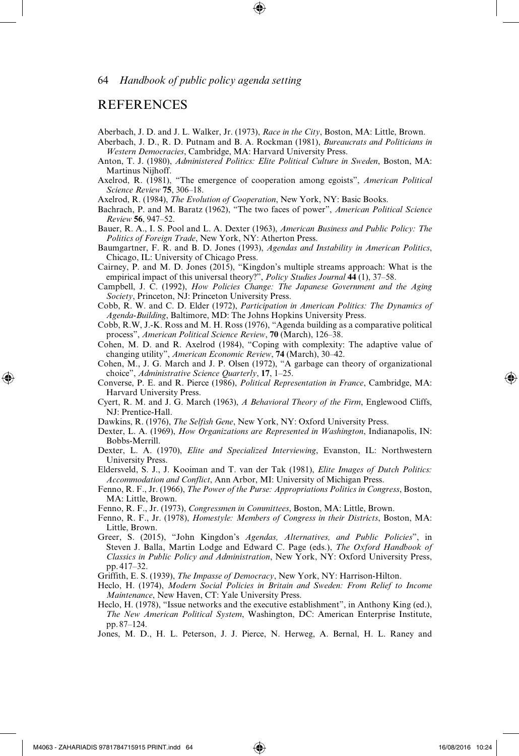## REFERENCES

Aberbach, J. D. and J. L. Walker, Jr. (1973), *Race in the City*, Boston, MA: Little, Brown.

Aberbach, J. D., R. D. Putnam and B. A. Rockman (1981), *Bureaucrats and Politicians in Western Democracies*, Cambridge, MA: Harvard University Press.

Anton, T. J. (1980), *Administered Politics: Elite Political Culture in Sweden*, Boston, MA: Martinus Nijhoff.

Axelrod, R. (1981), "The emergence of cooperation among egoists", *American Political Science Review* **75**, 306–18.

Axelrod, R. (1984), *The Evolution of Cooperation*, New York, NY: Basic Books.

Bachrach, P. and M. Baratz (1962), "The two faces of power", *American Political Science Review* **56**, 947–52.

Bauer, R. A., I. S. Pool and L. A. Dexter (1963), *American Business and Public Policy: The Politics of Foreign Trade*, New York, NY: Atherton Press.

Baumgartner, F. R. and B. D. Jones (1993), *Agendas and Instability in American Politics*, Chicago, IL: University of Chicago Press.

Cairney, P. and M. D. Jones (2015), "Kingdon's multiple streams approach: What is the empirical impact of this universal theory?", *Policy Studies Journal* **44** (1), 37–58.

Campbell, J. C. (1992), *How Policies Change: The Japanese Government and the Aging Society*, Princeton, NJ: Princeton University Press.

Cobb, R. W. and C. D. Elder (1972), *Participation in American Politics: The Dynamics of Agenda-Building*, Baltimore, MD: The Johns Hopkins University Press.

Cobb, R.W, J.-K. Ross and M. H. Ross (1976), "Agenda building as a comparative political process", *American Political Science Review*, **70** (March), 126–38.

Cohen, M. D. and R. Axelrod (1984), "Coping with complexity: The adaptive value of changing utility", *American Economic Review*, **74** (March), 30–42.

Cohen, M., J. G. March and J. P. Olsen (1972), "A garbage can theory of organizational choice", *Administrative Science Quarterly*, **17**, 1–25.

Converse, P. E. and R. Pierce (1986), *Political Representation in France*, Cambridge, MA: Harvard University Press.

Cyert, R. M. and J. G. March (1963), *A Behavioral Theory of the Firm*, Englewood Cliffs, NJ: Prentice-Hall.

Dawkins, R. (1976), *The Selfish Gene*, New York, NY: Oxford University Press.

Dexter, L. A. (1969), *How Organizations are Represented in Washington*, Indianapolis, IN: Bobbs-Merrill.

Dexter, L. A. (1970), *Elite and Specialized Interviewing*, Evanston, IL: Northwestern University Press.

Eldersveld, S. J., J. Kooiman and T. van der Tak (1981), *Elite Images of Dutch Politics: Accommodation and Conflict*, Ann Arbor, MI: University of Michigan Press.

Fenno, R. F., Jr. (1966), *The Power of the Purse: Appropriations Politics in Congress*, Boston, MA: Little, Brown.

Fenno, R. F., Jr. (1973), *Congressmen in Committees*, Boston, MA: Little, Brown.

Fenno, R. F., Jr. (1978), *Homestyle: Members of Congress in their Districts*, Boston, MA: Little, Brown.

Greer, S. (2015), "John Kingdon's *Agendas, Alternatives, and Public Policies*", in Steven J. Balla, Martin Lodge and Edward C. Page (eds.), *The Oxford Handbook of Classics in Public Policy and Administration*, New York, NY: Oxford University Press, pp. 417–32.

Griffith, E. S. (1939), *The Impasse of Democracy*, New York, NY: Harrison-Hilton.

Heclo, H. (1974), *Modern Social Policies in Britain and Sweden: From Relief to Income Maintenance*, New Haven, CT: Yale University Press.

Heclo, H. (1978), "Issue networks and the executive establishment", in Anthony King (ed.), *The New American Political System*, Washington, DC: American Enterprise Institute, pp. 87–124.

Jones, M. D., H. L. Peterson, J. J. Pierce, N. Herweg, A. Bernal, H. L. Raney and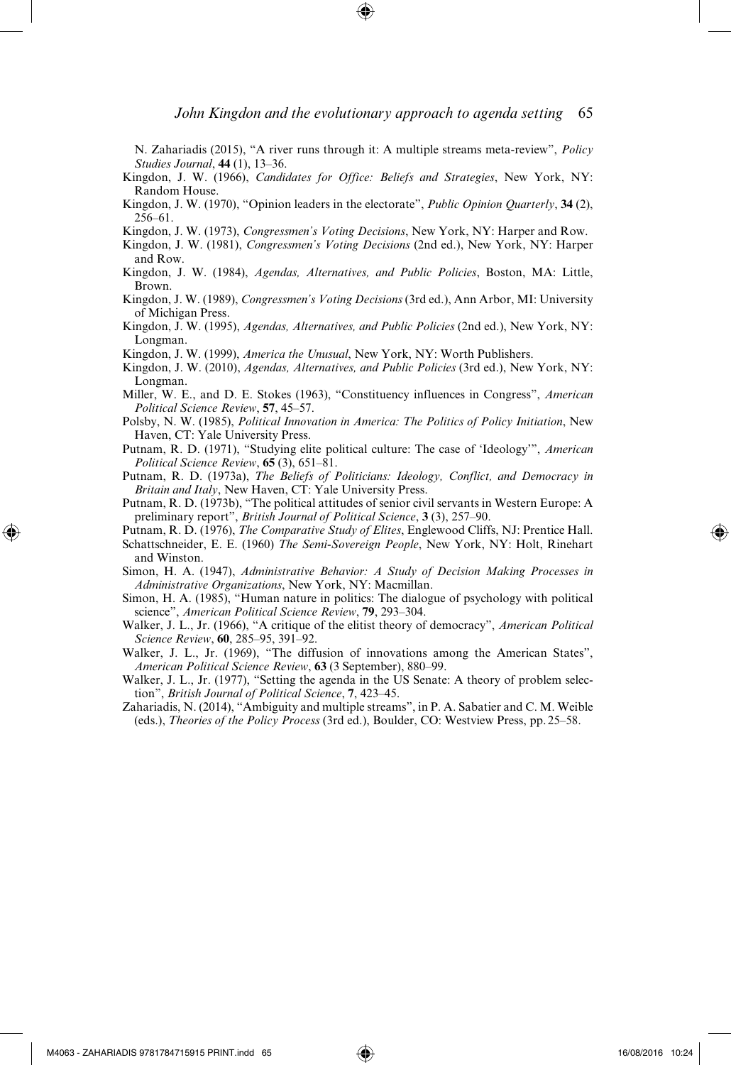N. Zahariadis (2015), "A river runs through it: A multiple streams meta-review", *Policy Studies Journal*, **44** (1), 13–36.

Kingdon, J. W. (1966), *Candidates for Office: Beliefs and Strategies*, New York, NY: Random House.

Kingdon, J. W. (1970), "Opinion leaders in the electorate", *Public Opinion Quarterly*, **34** (2), 256–61.

Kingdon, J. W. (1973), *Congressmen's Voting Decisions*, New York, NY: Harper and Row.

Kingdon, J. W. (1981), *Congressmen's Voting Decisions* (2nd ed.), New York, NY: Harper and Row.

Kingdon, J. W. (1984), *Agendas, Alternatives, and Public Policies*, Boston, MA: Little, Brown.

Kingdon, J. W. (1989), *Congressmen's Voting Decisions* (3rd ed.), Ann Arbor, MI: University of Michigan Press.

Kingdon, J. W. (1995), *Agendas, Alternatives, and Public Policies* (2nd ed.), New York, NY: Longman.

Kingdon, J. W. (1999), *America the Unusual*, New York, NY: Worth Publishers.

Kingdon, J. W. (2010), *Agendas, Alternatives, and Public Policies* (3rd ed.), New York, NY: Longman.

Miller, W. E., and D. E. Stokes (1963), "Constituency influences in Congress", *American Political Science Review*, **57**, 45–57.

Polsby, N. W. (1985), *Political Innovation in America: The Politics of Policy Initiation*, New Haven, CT: Yale University Press.

Putnam, R. D. (1971), "Studying elite political culture: The case of 'Ideology'", *American Political Science Review*, **65** (3), 651–81.

Putnam, R. D. (1973a), *The Beliefs of Politicians: Ideology, Conflict, and Democracy in Britain and Italy*, New Haven, CT: Yale University Press.

Putnam, R. D. (1973b), "The political attitudes of senior civil servants in Western Europe: A preliminary report", *British Journal of Political Science*, **3** (3), 257–90.

Putnam, R. D. (1976), *The Comparative Study of Elites*, Englewood Cliffs, NJ: Prentice Hall.

Schattschneider, E. E. (1960) *The Semi-Sovereign People*, New York, NY: Holt, Rinehart and Winston.

Simon, H. A. (1947), *Administrative Behavior: A Study of Decision Making Processes in Administrative Organizations*, New York, NY: Macmillan.

Simon, H. A. (1985), "Human nature in politics: The dialogue of psychology with political science", *American Political Science Review*, **79**, 293–304.

Walker, J. L., Jr. (1966), "A critique of the elitist theory of democracy", *American Political Science Review*, **60**, 285–95, 391–92.

Walker, J. L., Jr. (1969), "The diffusion of innovations among the American States", *American Political Science Review*, **63** (3 September), 880–99.

Walker, J. L., Jr. (1977), "Setting the agenda in the US Senate: A theory of problem selection", *British Journal of Political Science*, **7**, 423–45.

Zahariadis, N. (2014), "Ambiguity and multiple streams", in P. A. Sabatier and C. M. Weible (eds.), *Theories of the Policy Process* (3rd ed.), Boulder, CO: Westview Press, pp. 25–58.